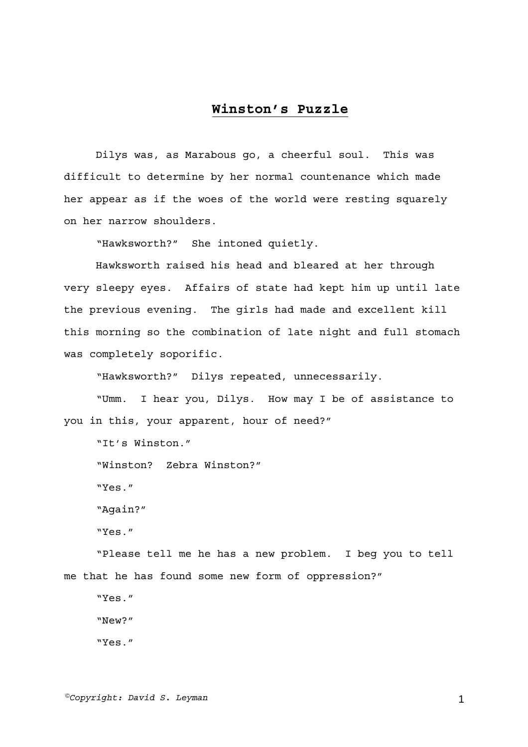# **Winston's Puzzle**

Dilys was, as Marabous go, a cheerful soul. This was difficult to determine by her normal countenance which made her appear as if the woes of the world were resting squarely on her narrow shoulders.

"Hawksworth?" She intoned quietly.

Hawksworth raised his head and bleared at her through very sleepy eyes. Affairs of state had kept him up until late the previous evening. The girls had made and excellent kill this morning so the combination of late night and full stomach was completely soporific.

"Hawksworth?" Dilys repeated, unnecessarily.

"Umm. I hear you, Dilys. How may I be of assistance to you in this, your apparent, hour of need?"

"It's Winston."

"Winston? Zebra Winston?"

"Yes."

"Again?"

"Yes."

"Please tell me he has a new problem. I beg you to tell me that he has found some new form of oppression?"

"Yes."

"New?"

"Yes."

*©Copyright: David S. Leyman*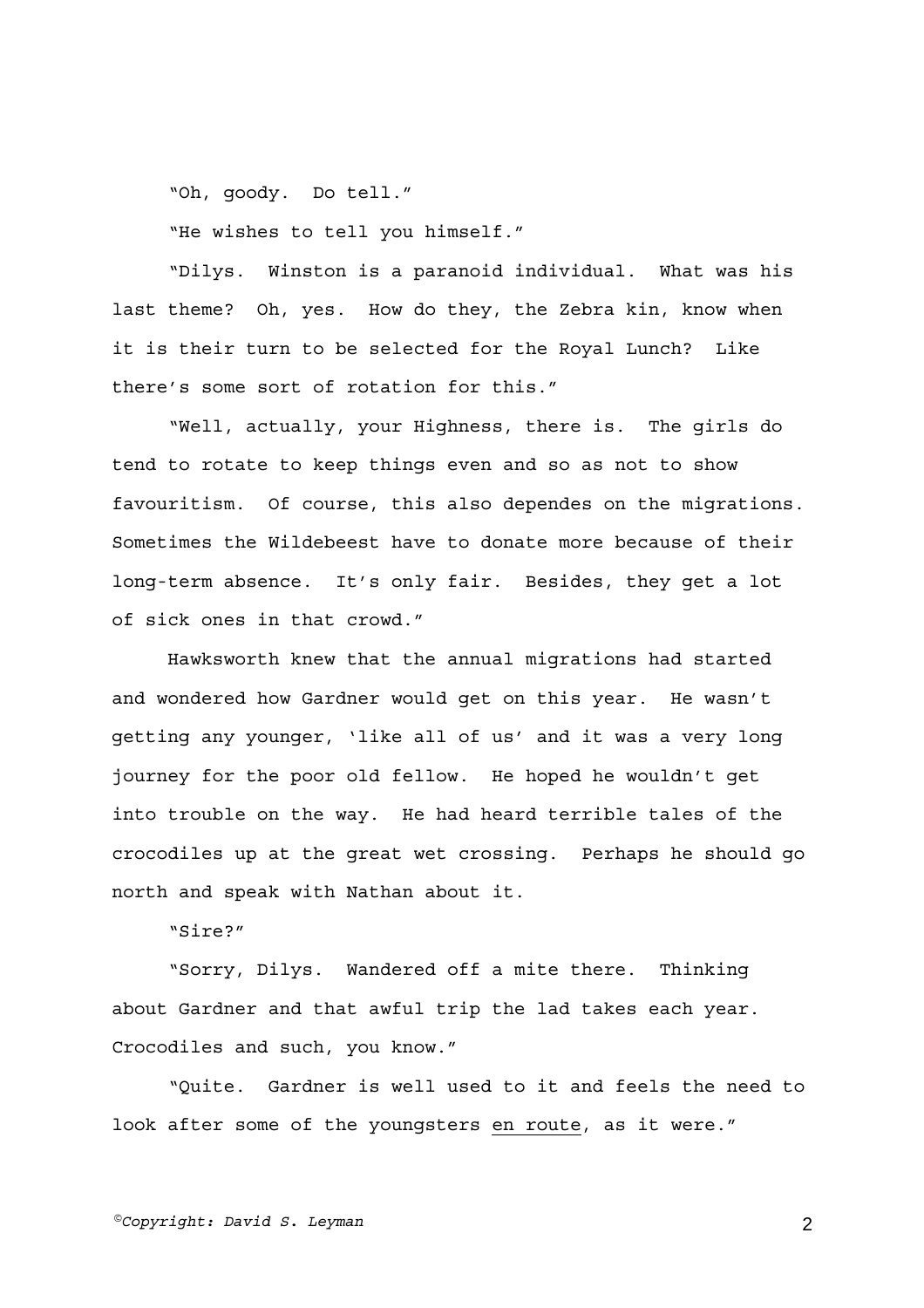"Oh, goody. Do tell."

"He wishes to tell you himself."

"Dilys. Winston is a paranoid individual. What was his last theme? Oh, yes. How do they, the Zebra kin, know when it is their turn to be selected for the Royal Lunch? Like there's some sort of rotation for this."

"Well, actually, your Highness, there is. The girls do tend to rotate to keep things even and so as not to show favouritism. Of course, this also dependes on the migrations. Sometimes the Wildebeest have to donate more because of their long-term absence. It's only fair. Besides, they get a lot of sick ones in that crowd."

Hawksworth knew that the annual migrations had started and wondered how Gardner would get on this year. He wasn't getting any younger, 'like all of us' and it was a very long journey for the poor old fellow. He hoped he wouldn't get into trouble on the way. He had heard terrible tales of the crocodiles up at the great wet crossing. Perhaps he should go north and speak with Nathan about it.

"Sire?"

"Sorry, Dilys. Wandered off a mite there. Thinking about Gardner and that awful trip the lad takes each year. Crocodiles and such, you know."

"Quite. Gardner is well used to it and feels the need to look after some of the youngsters <u>en route</u>, as it were."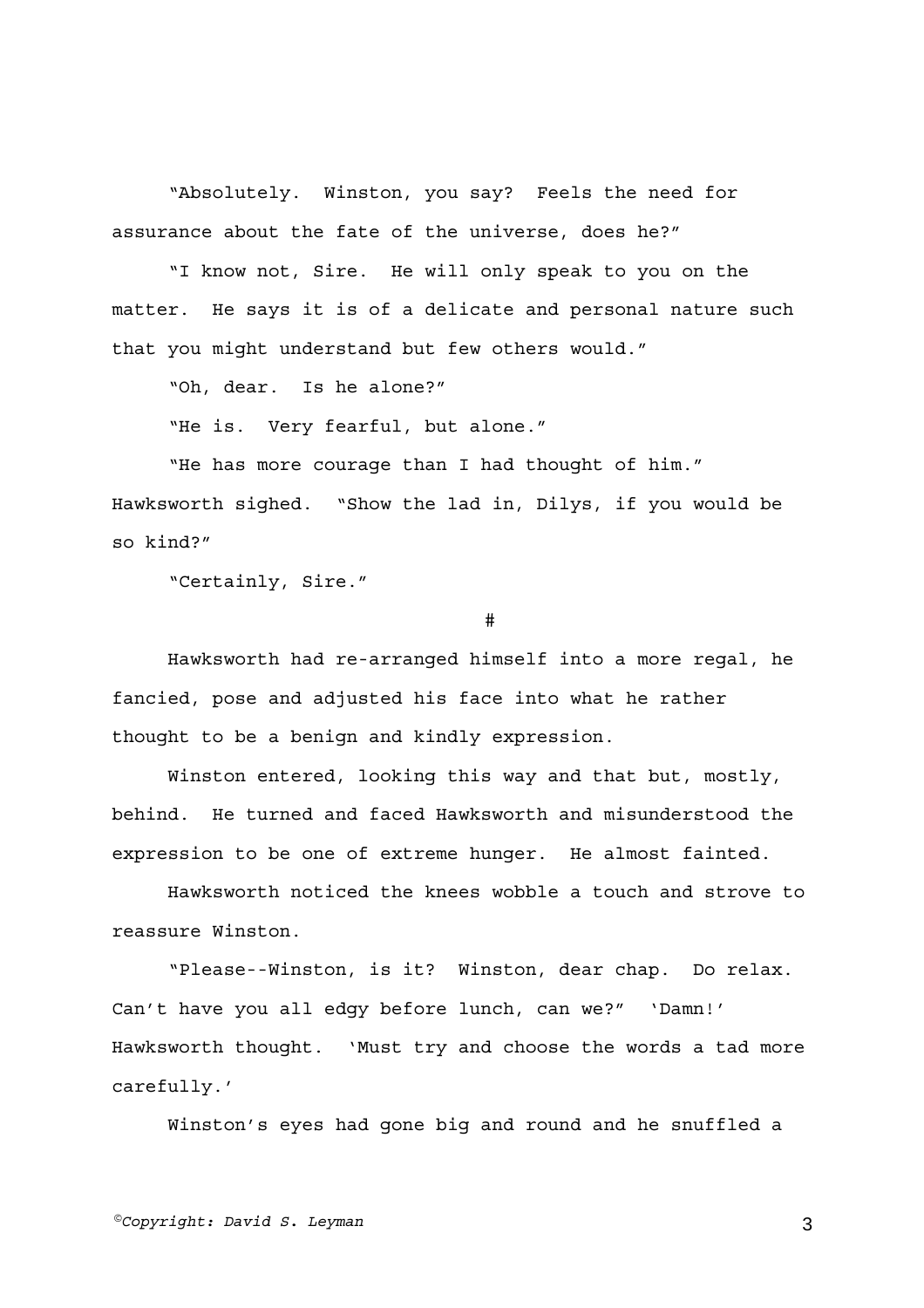"Absolutely. Winston, you say? Feels the need for assurance about the fate of the universe, does he?"

"I know not, Sire. He will only speak to you on the matter. He says it is of a delicate and personal nature such that you might understand but few others would."

"Oh, dear. Is he alone?"

"He is. Very fearful, but alone."

"He has more courage than I had thought of him." Hawksworth sighed. "Show the lad in, Dilys, if you would be so kind?"

"Certainly, Sire."

#

Hawksworth had re-arranged himself into a more regal, he fancied, pose and adjusted his face into what he rather thought to be a benign and kindly expression.

Winston entered, looking this way and that but, mostly, behind. He turned and faced Hawksworth and misunderstood the expression to be one of extreme hunger. He almost fainted.

Hawksworth noticed the knees wobble a touch and strove to reassure Winston.

"Please--Winston, is it? Winston, dear chap. Do relax. Can't have you all edgy before lunch, can we?" 'Damn!' Hawksworth thought. 'Must try and choose the words a tad more carefully.'

Winston's eyes had gone big and round and he snuffled a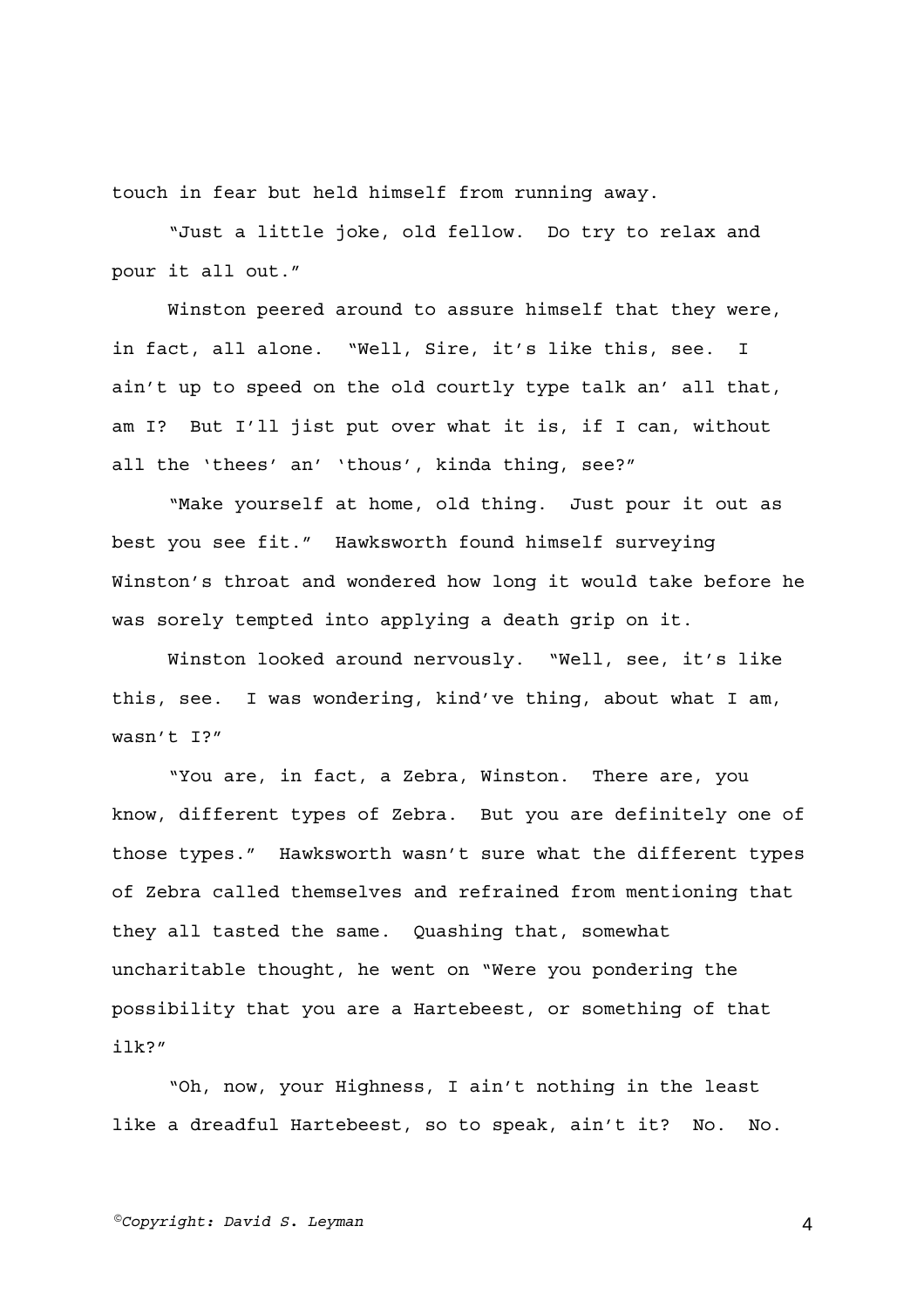touch in fear but held himself from running away.

"Just a little joke, old fellow. Do try to relax and pour it all out."

Winston peered around to assure himself that they were, in fact, all alone. "Well, Sire, it's like this, see. I ain't up to speed on the old courtly type talk an' all that, am I? But I'll jist put over what it is, if I can, without all the 'thees' an' 'thous', kinda thing, see?"

"Make yourself at home, old thing. Just pour it out as best you see fit." Hawksworth found himself surveying Winston's throat and wondered how long it would take before he was sorely tempted into applying a death grip on it.

Winston looked around nervously. "Well, see, it's like this, see. I was wondering, kind've thing, about what I am, wasn't I?"

"You are, in fact, a Zebra, Winston. There are, you know, different types of Zebra. But you are definitely one of those types." Hawksworth wasn't sure what the different types of Zebra called themselves and refrained from mentioning that they all tasted the same. Quashing that, somewhat uncharitable thought, he went on "Were you pondering the possibility that you are a Hartebeest, or something of that ilk?"

"Oh, now, your Highness, I ain't nothing in the least like a dreadful Hartebeest, so to speak, ain't it? No. No.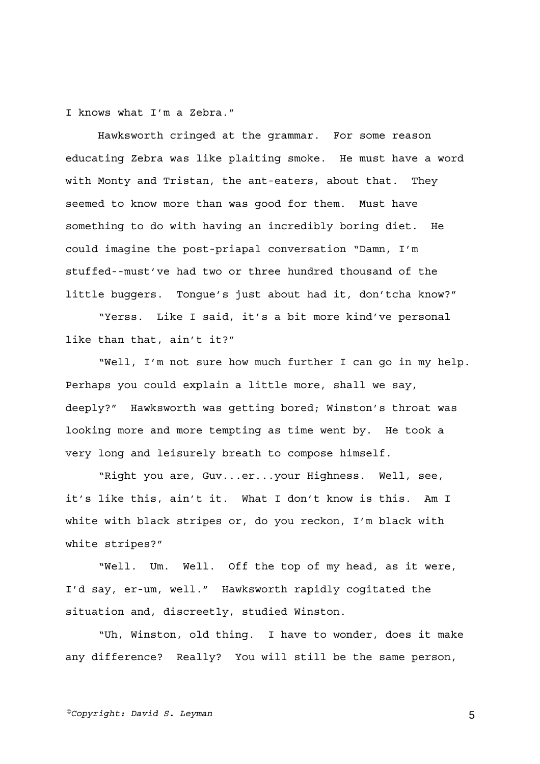I knows what I'm a Zebra."

Hawksworth cringed at the grammar. For some reason educating Zebra was like plaiting smoke. He must have a word with Monty and Tristan, the ant-eaters, about that. They seemed to know more than was good for them. Must have something to do with having an incredibly boring diet. He could imagine the post-priapal conversation "Damn, I'm stuffed--must've had two or three hundred thousand of the little buggers. Tongue's just about had it, don'tcha know?"

"Yerss. Like I said, it's a bit more kind've personal like than that, ain't it?"

"Well, I'm not sure how much further I can go in my help. Perhaps you could explain a little more, shall we say, deeply?" Hawksworth was getting bored; Winston's throat was looking more and more tempting as time went by. He took a very long and leisurely breath to compose himself.

"Right you are, Guv...er...your Highness. Well, see, it's like this, ain't it. What I don't know is this. Am I white with black stripes or, do you reckon, I'm black with white stripes?"

"Well. Um. Well. Off the top of my head, as it were, I'd say, er-um, well." Hawksworth rapidly cogitated the situation and, discreetly, studied Winston.

"Uh, Winston, old thing. I have to wonder, does it make any difference? Really? You will still be the same person,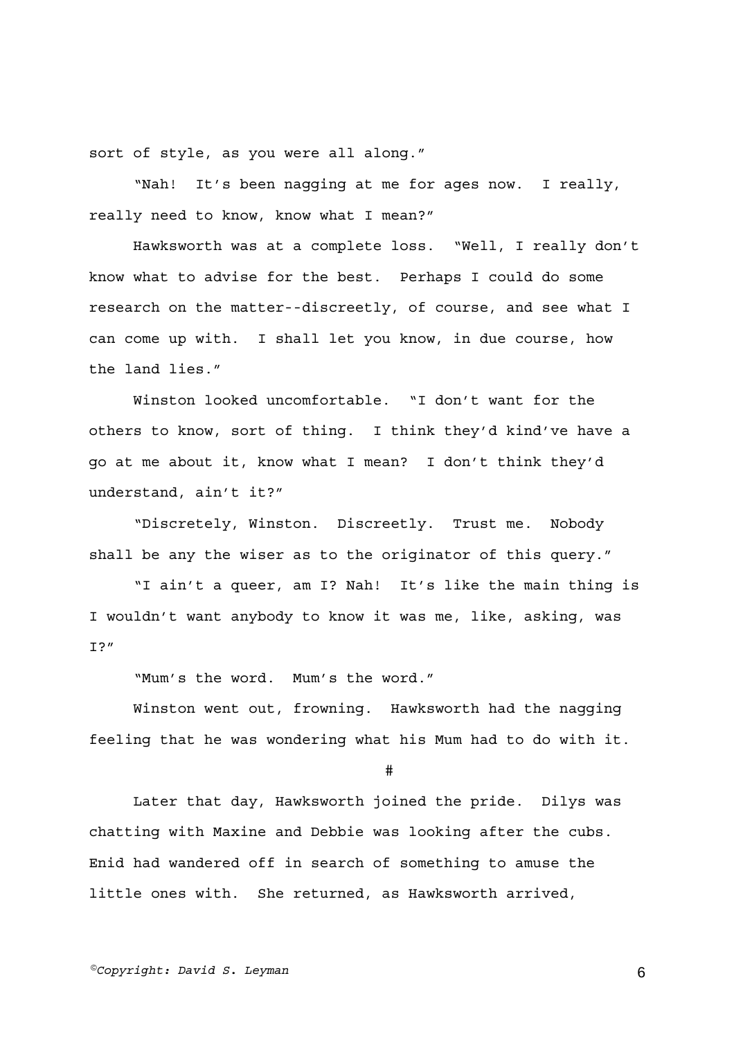sort of style, as you were all along."

"Nah! It's been nagging at me for ages now. I really, really need to know, know what I mean?"

Hawksworth was at a complete loss. "Well, I really don't know what to advise for the best. Perhaps I could do some research on the matter--discreetly, of course, and see what I can come up with. I shall let you know, in due course, how the land lies."

Winston looked uncomfortable. "I don't want for the others to know, sort of thing. I think they'd kind've have a go at me about it, know what I mean? I don't think they'd understand, ain't it?"

"Discretely, Winston. Discreetly. Trust me. Nobody shall be any the wiser as to the originator of this query."

"I ain't a queer, am I? Nah! It's like the main thing is I wouldn't want anybody to know it was me, like, asking, was I?"

"Mum's the word. Mum's the word."

Winston went out, frowning. Hawksworth had the nagging feeling that he was wondering what his Mum had to do with it.

#

Later that day, Hawksworth joined the pride. Dilys was chatting with Maxine and Debbie was looking after the cubs. Enid had wandered off in search of something to amuse the little ones with. She returned, as Hawksworth arrived,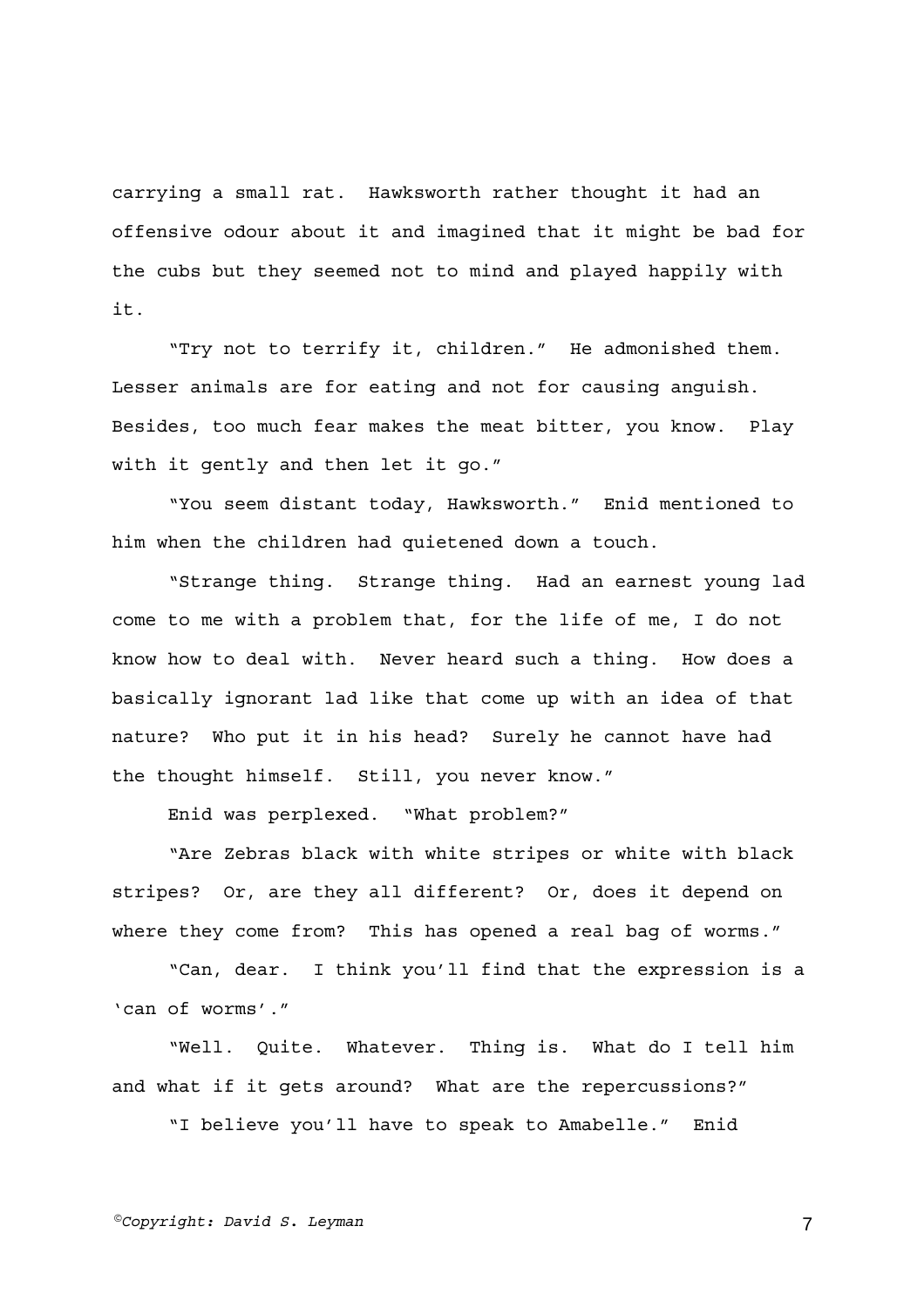carrying a small rat. Hawksworth rather thought it had an offensive odour about it and imagined that it might be bad for the cubs but they seemed not to mind and played happily with it.

"Try not to terrify it, children." He admonished them. Lesser animals are for eating and not for causing anguish. Besides, too much fear makes the meat bitter, you know. Play with it gently and then let it go."

"You seem distant today, Hawksworth." Enid mentioned to him when the children had quietened down a touch.

"Strange thing. Strange thing. Had an earnest young lad come to me with a problem that, for the life of me, I do not know how to deal with. Never heard such a thing. How does a basically ignorant lad like that come up with an idea of that nature? Who put it in his head? Surely he cannot have had the thought himself. Still, you never know."

Enid was perplexed. "What problem?"

"Are Zebras black with white stripes or white with black stripes? Or, are they all different? Or, does it depend on where they come from? This has opened a real bag of worms."

"Can, dear. I think you'll find that the expression is a 'can of worms'."

"Well. Quite. Whatever. Thing is. What do I tell him and what if it gets around? What are the repercussions?"

"I believe you'll have to speak to Amabelle." Enid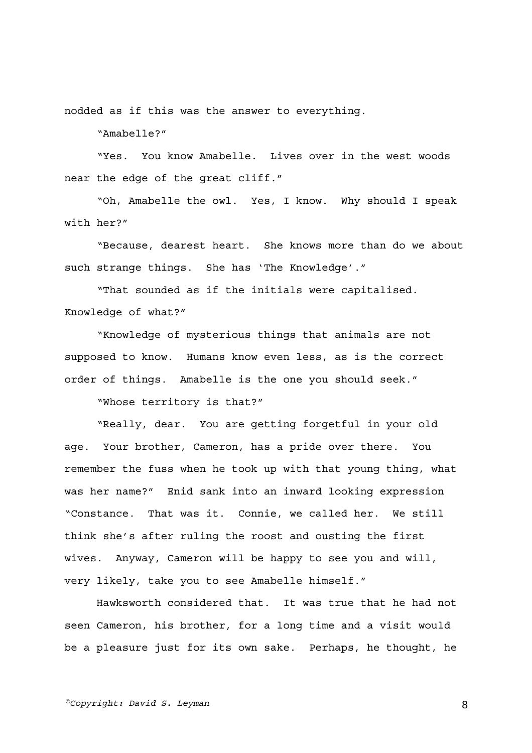nodded as if this was the answer to everything.

"Amabelle?"

"Yes. You know Amabelle. Lives over in the west woods near the edge of the great cliff."

"Oh, Amabelle the owl. Yes, I know. Why should I speak with her?"

"Because, dearest heart. She knows more than do we about such strange things. She has 'The Knowledge'."

"That sounded as if the initials were capitalised. Knowledge of what?"

"Knowledge of mysterious things that animals are not supposed to know. Humans know even less, as is the correct order of things. Amabelle is the one you should seek."

"Whose territory is that?"

"Really, dear. You are getting forgetful in your old age. Your brother, Cameron, has a pride over there. You remember the fuss when he took up with that young thing, what was her name?" Enid sank into an inward looking expression "Constance. That was it. Connie, we called her. We still think she's after ruling the roost and ousting the first wives. Anyway, Cameron will be happy to see you and will, very likely, take you to see Amabelle himself."

Hawksworth considered that. It was true that he had not seen Cameron, his brother, for a long time and a visit would be a pleasure just for its own sake. Perhaps, he thought, he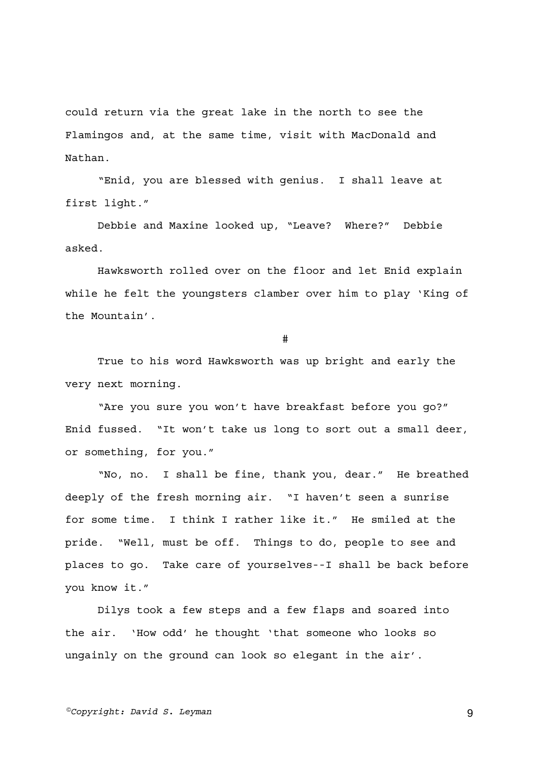could return via the great lake in the north to see the Flamingos and, at the same time, visit with MacDonald and Nathan.

"Enid, you are blessed with genius. I shall leave at first light."

Debbie and Maxine looked up, "Leave? Where?" Debbie asked.

Hawksworth rolled over on the floor and let Enid explain while he felt the youngsters clamber over him to play 'King of the Mountain'.

#

True to his word Hawksworth was up bright and early the very next morning.

"Are you sure you won't have breakfast before you go?" Enid fussed. "It won't take us long to sort out a small deer, or something, for you."

"No, no. I shall be fine, thank you, dear." He breathed deeply of the fresh morning air. "I haven't seen a sunrise for some time. I think I rather like it." He smiled at the pride. "Well, must be off. Things to do, people to see and places to go. Take care of yourselves--I shall be back before you know it."

Dilys took a few steps and a few flaps and soared into the air. 'How odd' he thought 'that someone who looks so ungainly on the ground can look so elegant in the air'.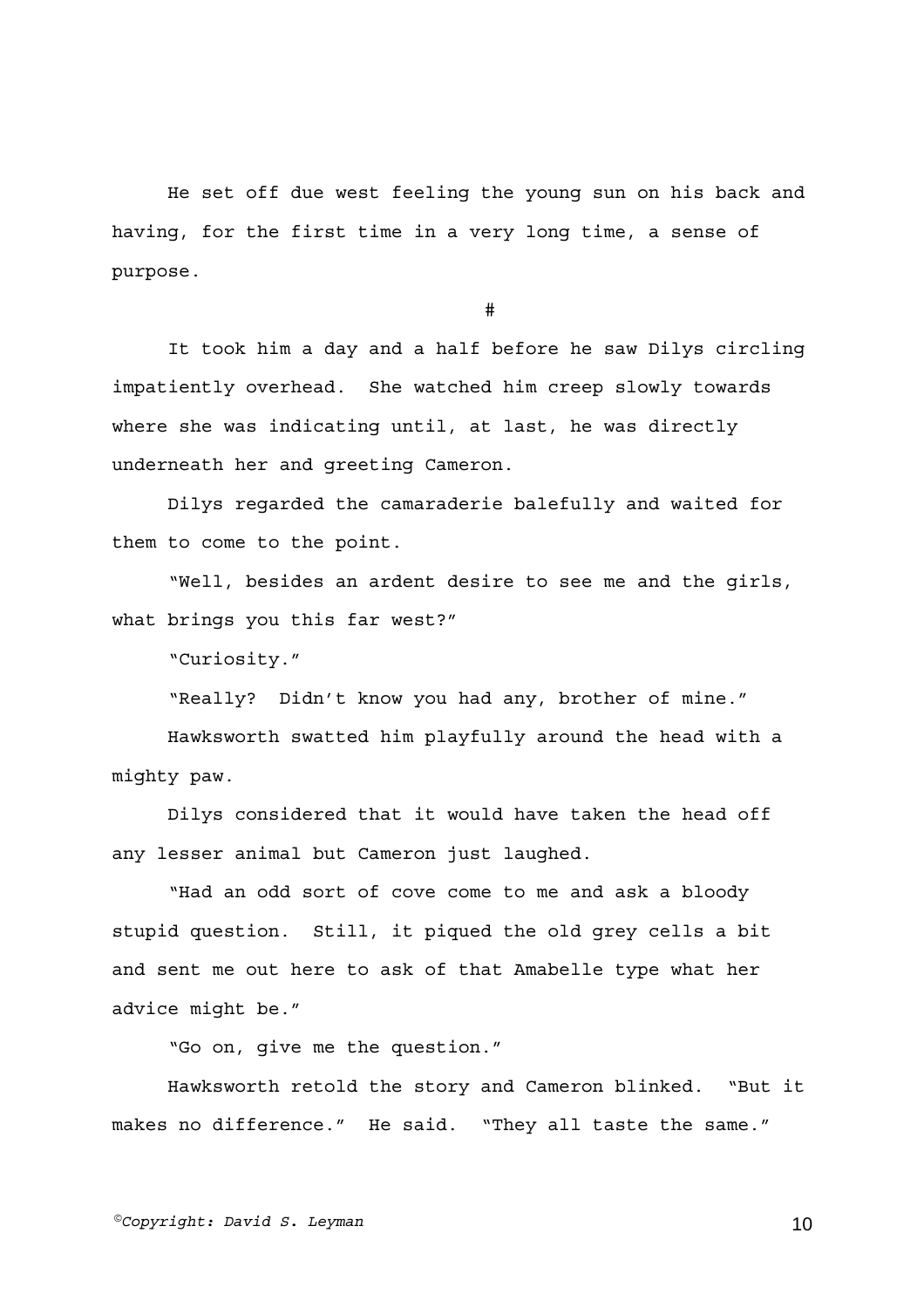He set off due west feeling the young sun on his back and having, for the first time in a very long time, a sense of purpose.

#

It took him a day and a half before he saw Dilys circling impatiently overhead. She watched him creep slowly towards where she was indicating until, at last, he was directly underneath her and greeting Cameron.

Dilys regarded the camaraderie balefully and waited for them to come to the point.

"Well, besides an ardent desire to see me and the girls, what brings you this far west?"

"Curiosity."

"Really? Didn't know you had any, brother of mine."

Hawksworth swatted him playfully around the head with a mighty paw.

Dilys considered that it would have taken the head off any lesser animal but Cameron just laughed.

"Had an odd sort of cove come to me and ask a bloody stupid question. Still, it piqued the old grey cells a bit and sent me out here to ask of that Amabelle type what her advice might be."

"Go on, give me the question."

Hawksworth retold the story and Cameron blinked. "But it makes no difference." He said. "They all taste the same."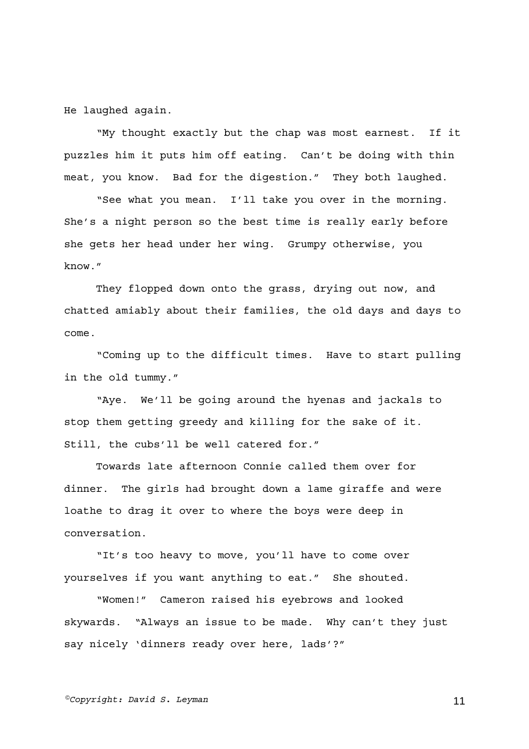He laughed again.

"My thought exactly but the chap was most earnest. If it puzzles him it puts him off eating. Can't be doing with thin meat, you know. Bad for the digestion." They both laughed.

"See what you mean. I'll take you over in the morning. She's a night person so the best time is really early before she gets her head under her wing. Grumpy otherwise, you know."

They flopped down onto the grass, drying out now, and chatted amiably about their families, the old days and days to come.

"Coming up to the difficult times. Have to start pulling in the old tummy."

"Aye. We'll be going around the hyenas and jackals to stop them getting greedy and killing for the sake of it. Still, the cubs'll be well catered for."

Towards late afternoon Connie called them over for dinner. The girls had brought down a lame giraffe and were loathe to drag it over to where the boys were deep in conversation.

"It's too heavy to move, you'll have to come over yourselves if you want anything to eat." She shouted.

"Women!" Cameron raised his eyebrows and looked skywards. "Always an issue to be made. Why can't they just say nicely 'dinners ready over here, lads'?"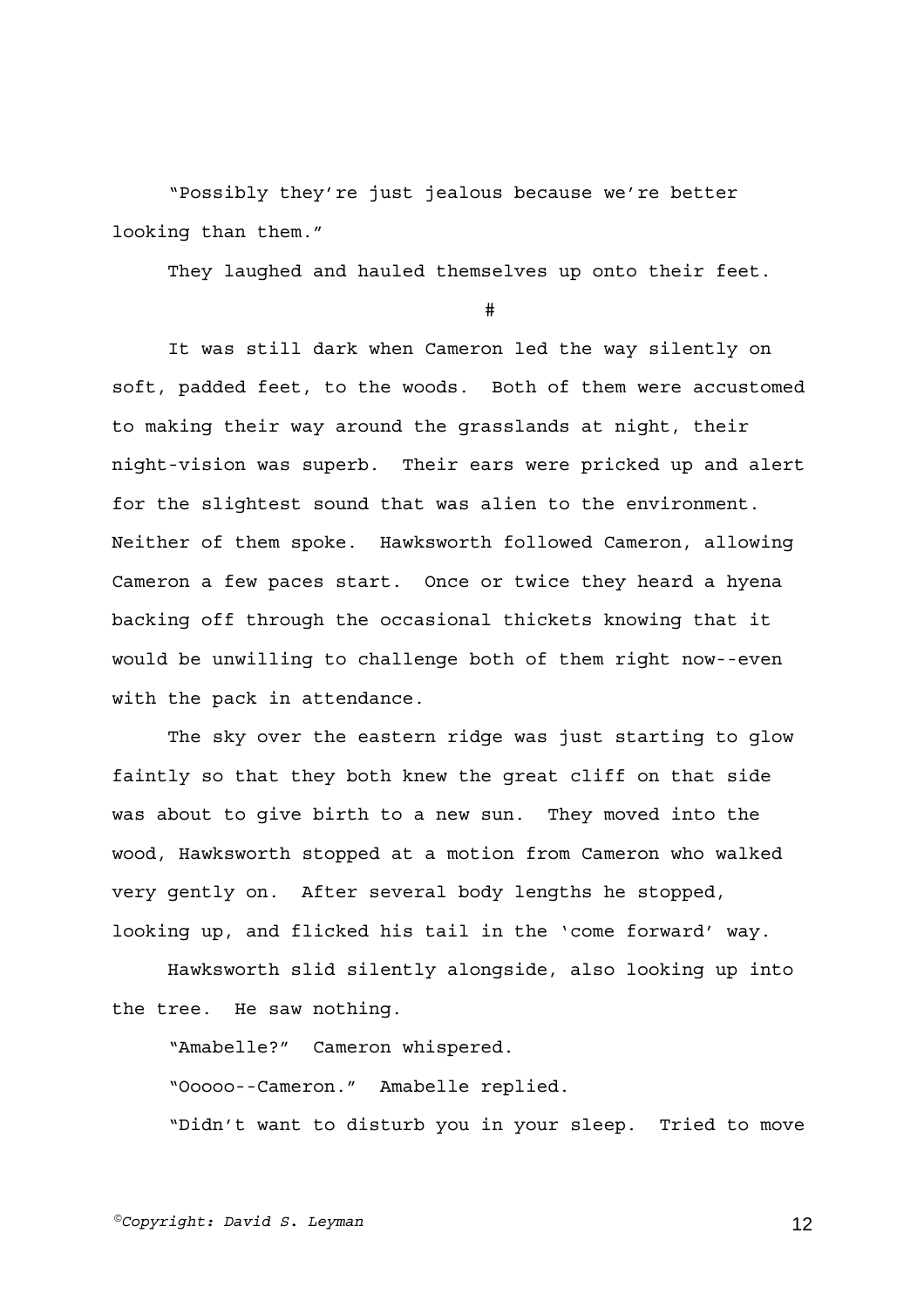"Possibly they're just jealous because we're better looking than them."

They laughed and hauled themselves up onto their feet.

#

It was still dark when Cameron led the way silently on soft, padded feet, to the woods. Both of them were accustomed to making their way around the grasslands at night, their night-vision was superb. Their ears were pricked up and alert for the slightest sound that was alien to the environment. Neither of them spoke. Hawksworth followed Cameron, allowing Cameron a few paces start. Once or twice they heard a hyena backing off through the occasional thickets knowing that it would be unwilling to challenge both of them right now--even with the pack in attendance.

The sky over the eastern ridge was just starting to glow faintly so that they both knew the great cliff on that side was about to give birth to a new sun. They moved into the wood, Hawksworth stopped at a motion from Cameron who walked very gently on. After several body lengths he stopped, looking up, and flicked his tail in the 'come forward' way.

Hawksworth slid silently alongside, also looking up into the tree. He saw nothing.

"Amabelle?" Cameron whispered.

"Ooooo--Cameron." Amabelle replied.

"Didn't want to disturb you in your sleep. Tried to move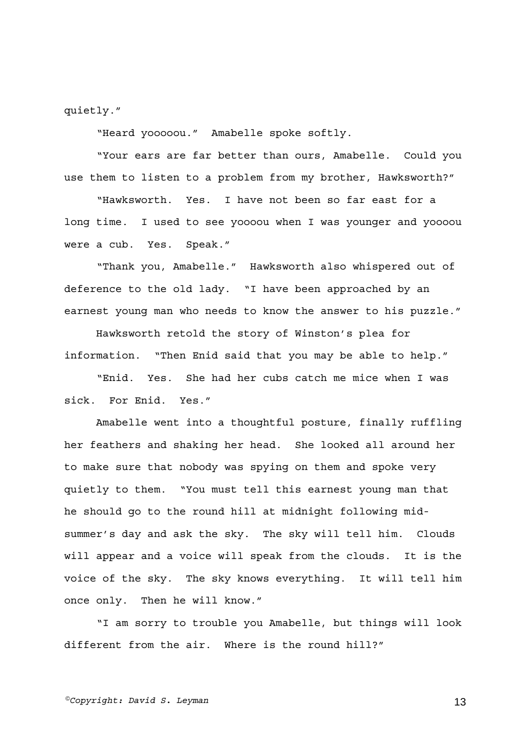quietly."

"Heard yooooou." Amabelle spoke softly.

"Your ears are far better than ours, Amabelle. Could you use them to listen to a problem from my brother, Hawksworth?"

"Hawksworth. Yes. I have not been so far east for a long time. I used to see yoooou when I was younger and yoooou were a cub. Yes. Speak."

"Thank you, Amabelle." Hawksworth also whispered out of deference to the old lady. "I have been approached by an earnest young man who needs to know the answer to his puzzle."

Hawksworth retold the story of Winston's plea for information. "Then Enid said that you may be able to help."

"Enid. Yes. She had her cubs catch me mice when I was sick. For Enid. Yes."

Amabelle went into a thoughtful posture, finally ruffling her feathers and shaking her head. She looked all around her to make sure that nobody was spying on them and spoke very quietly to them. "You must tell this earnest young man that he should go to the round hill at midnight following mid-summer's day and ask the sky. The sky will tell him. Clouds will appear and a voice will speak from the clouds. It is the voice of the sky. The sky knows everything. It will tell him once only. Then he will know."

"I am sorry to trouble you Amabelle, but things will look different from the air. Where is the round hill?"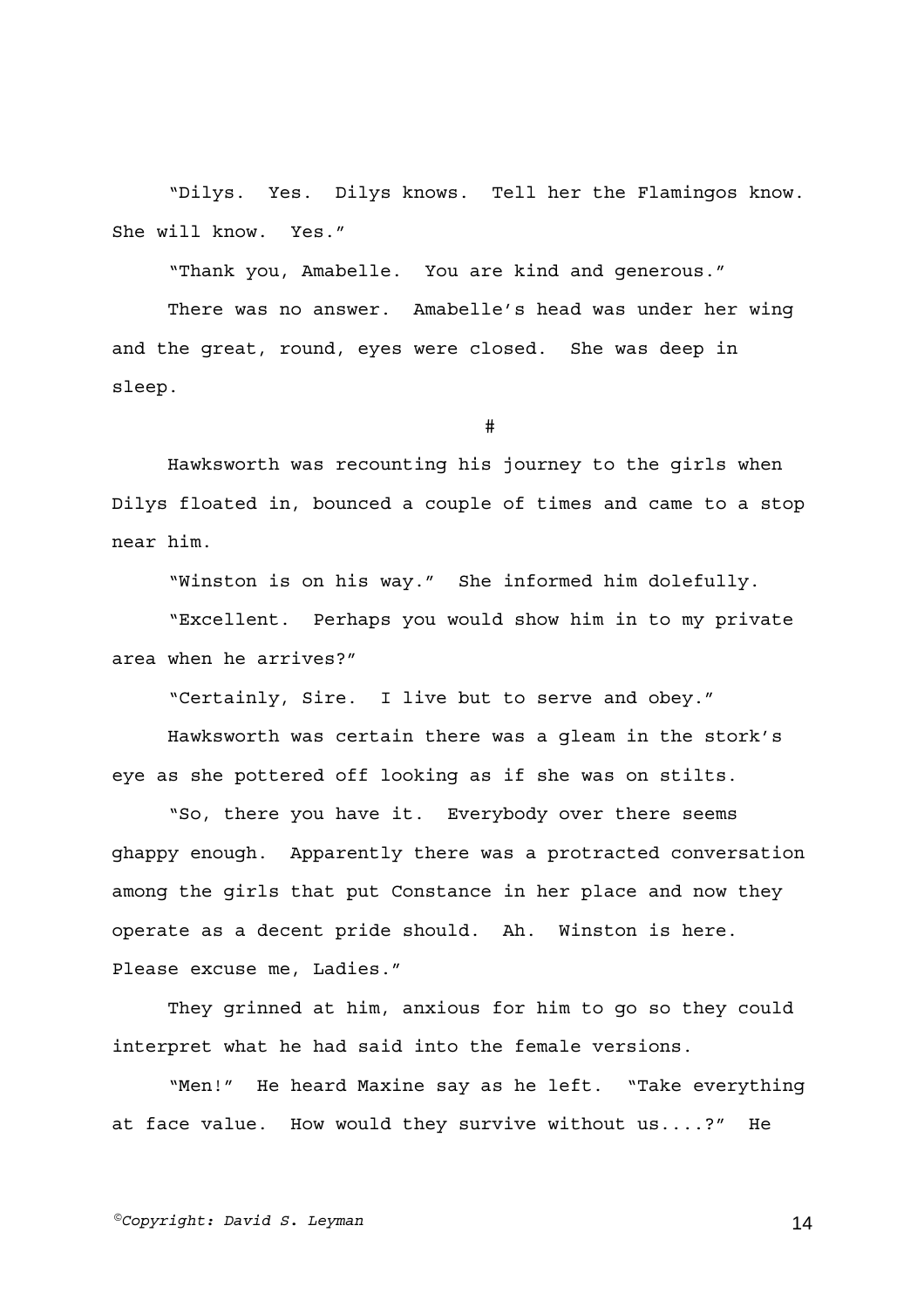"Dilys. Yes. Dilys knows. Tell her the Flamingos know. She will know. Yes."

"Thank you, Amabelle. You are kind and generous."

There was no answer. Amabelle's head was under her wing and the great, round, eyes were closed. She was deep in sleep.

#

Hawksworth was recounting his journey to the girls when Dilys floated in, bounced a couple of times and came to a stop near him.

"Winston is on his way." She informed him dolefully.

"Excellent. Perhaps you would show him in to my private area when he arrives?"

"Certainly, Sire. I live but to serve and obey."

Hawksworth was certain there was a gleam in the stork's eye as she pottered off looking as if she was on stilts.

"So, there you have it. Everybody over there seems ghappy enough. Apparently there was a protracted conversation among the girls that put Constance in her place and now they operate as a decent pride should. Ah. Winston is here. Please excuse me, Ladies."

They grinned at him, anxious for him to go so they could interpret what he had said into the female versions.

"Men!" He heard Maxine say as he left. "Take everything at face value. How would they survive without us....?" He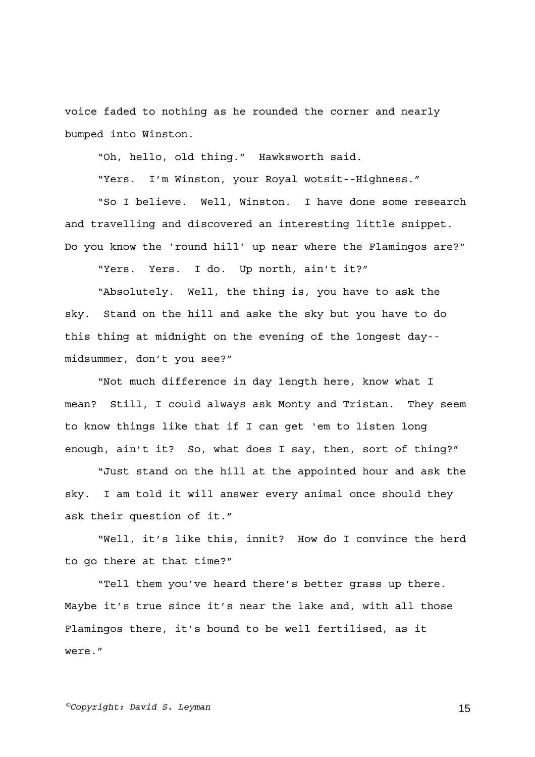voice faded to nothing as he rounded the corner and nearly bumped into Winston.

"Oh, hello, old thing." Hawksworth said.

"Yers. I'm Winston, your Royal wotsit--Highness."

"So I believe. Well, Winston. I have done some research and travelling and discovered an interesting little snippet. Do you know the 'round hill' up near where the Flamingos are?"

"Yers. Yers. I do. Up north, ain't it?"

"Absolutely. Well, the thing is, you have to ask the sky. Stand on the hill and aske the sky but you have to do this thing at midnight on the evening of the longest day--midsummer, don't you see?"

"Not much difference in day length here, know what I mean? Still, I could always ask Monty and Tristan. They seem to know things like that if I can get 'em to listen long enough, ain't it? So, what does I say, then, sort of thing?"

"Just stand on the hill at the appointed hour and ask the sky. I am told it will answer every animal once should they ask their question of it."

"Well, it's like this, innit? How do I convince the herd to go there at that time?"

"Tell them you've heard there's better grass up there. Maybe it's true since it's near the lake and, with all those Flamingos there, it's bound to be well fertilised, as it were."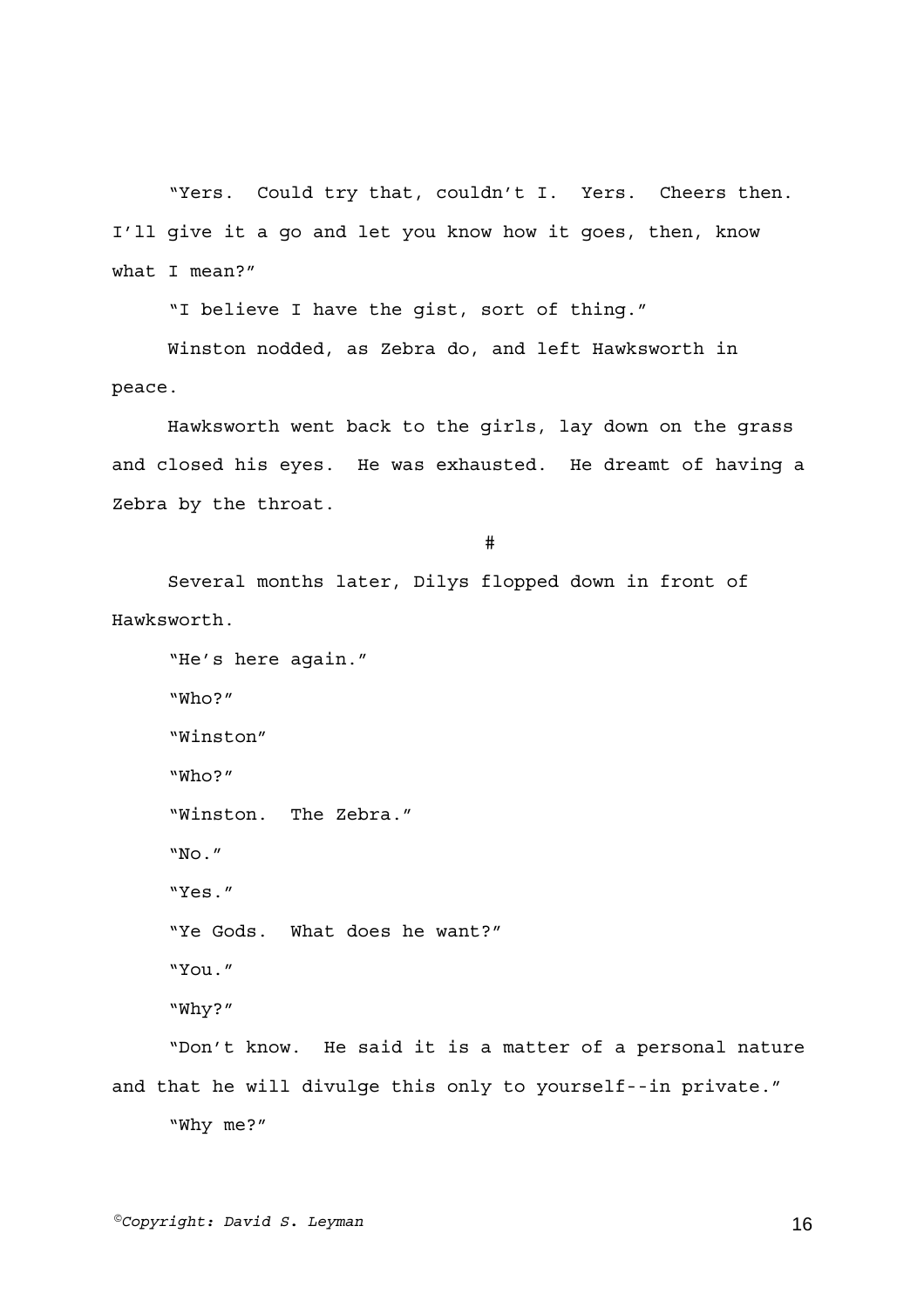"Yers. Could try that, couldn't I. Yers. Cheers then. I'll give it a go and let you know how it goes, then, know what I mean?"

"I believe I have the gist, sort of thing."

Winston nodded, as Zebra do, and left Hawksworth in peace.

Hawksworth went back to the girls, lay down on the grass and closed his eyes. He was exhausted. He dreamt of having a Zebra by the throat.

#

Several months later, Dilys flopped down in front of Hawksworth.

"He's here again."

"Who?"

"Winston"

"Who?"

"Winston. The Zebra."

"No."

"Yes."

"Ye Gods. What does he want?"

"You."

"Why?"

"Don't know. He said it is a matter of a personal nature and that he will divulge this only to yourself--in private."

"Why me?"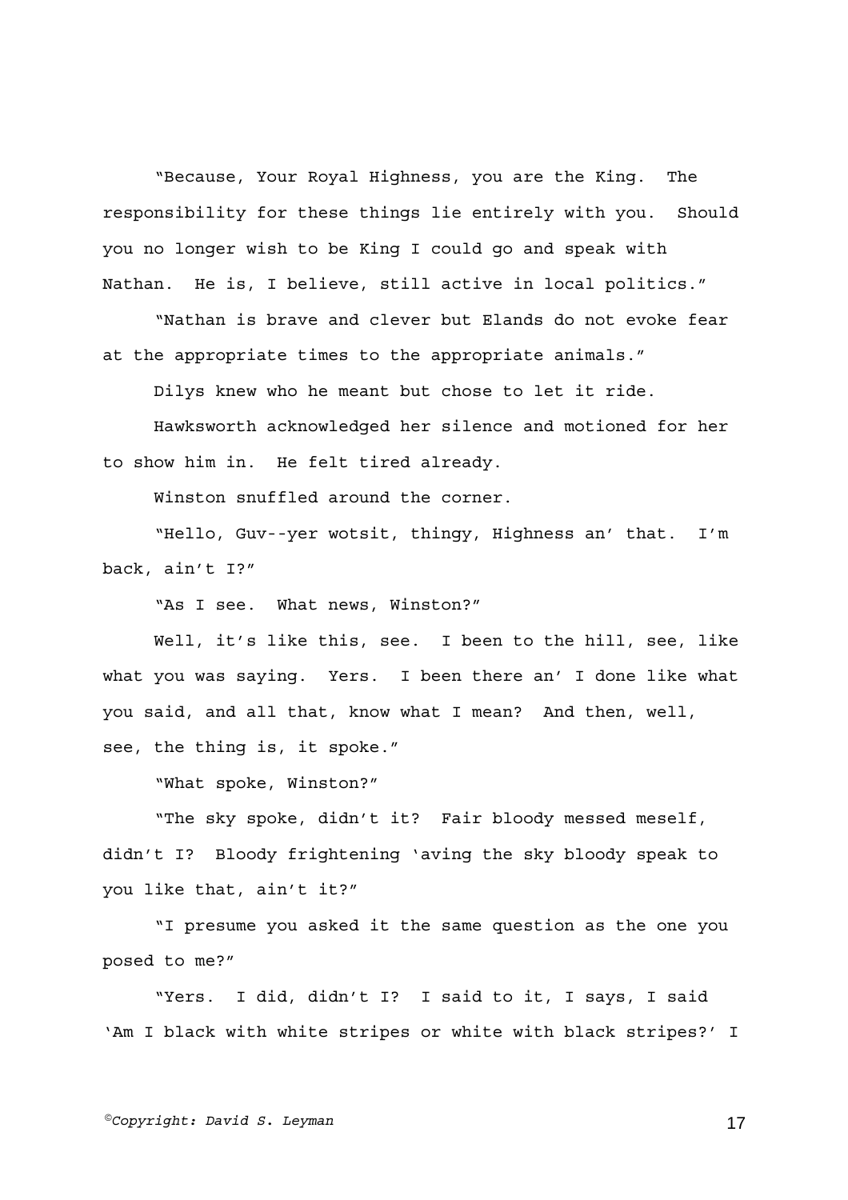"Because, Your Royal Highness, you are the King. The responsibility for these things lie entirely with you. Should you no longer wish to be King I could go and speak with Nathan. He is, I believe, still active in local politics."

"Nathan is brave and clever but Elands do not evoke fear at the appropriate times to the appropriate animals."

Dilys knew who he meant but chose to let it ride.

Hawksworth acknowledged her silence and motioned for her to show him in. He felt tired already.

Winston snuffled around the corner.

"Hello, Guv--yer wotsit, thingy, Highness an' that. I'm back, ain't I?"

"As I see. What news, Winston?"

Well, it's like this, see. I been to the hill, see, like what you was saying. Yers. I been there an' I done like what you said, and all that, know what I mean? And then, well, see, the thing is, it spoke."

"What spoke, Winston?"

"The sky spoke, didn't it? Fair bloody messed meself, didn't I? Bloody frightening 'aving the sky bloody speak to you like that, ain't it?"

"I presume you asked it the same question as the one you posed to me?"

"Yers. I did, didn't I? I said to it, I says, I said 'Am I black with white stripes or white with black stripes?' I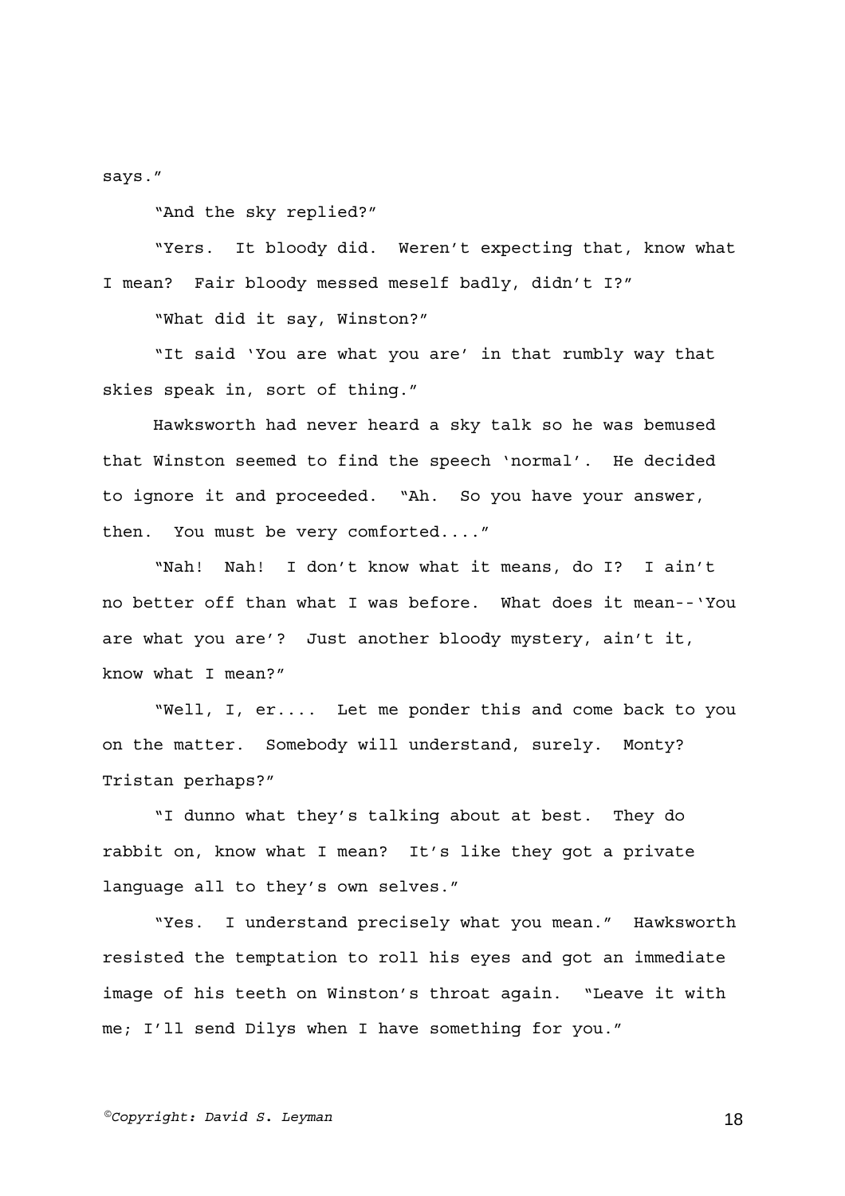says."

"And the sky replied?"

"Yers. It bloody did. Weren't expecting that, know what I mean? Fair bloody messed meself badly, didn't I?"

"What did it say, Winston?"

"It said 'You are what you are' in that rumbly way that skies speak in, sort of thing."

Hawksworth had never heard a sky talk so he was bemused that Winston seemed to find the speech 'normal'. He decided to ignore it and proceeded. "Ah. So you have your answer, then. You must be very comforted...."

"Nah! Nah! I don't know what it means, do I? I ain't no better off than what I was before. What does it mean--'You are what you are'? Just another bloody mystery, ain't it, know what I mean?"

"Well, I, er.... Let me ponder this and come back to you on the matter. Somebody will understand, surely. Monty? Tristan perhaps?"

"I dunno what they's talking about at best. They do rabbit on, know what I mean? It's like they got a private language all to they's own selves."

"Yes. I understand precisely what you mean." Hawksworth resisted the temptation to roll his eyes and got an immediate image of his teeth on Winston's throat again. "Leave it with me; I'll send Dilys when I have something for you."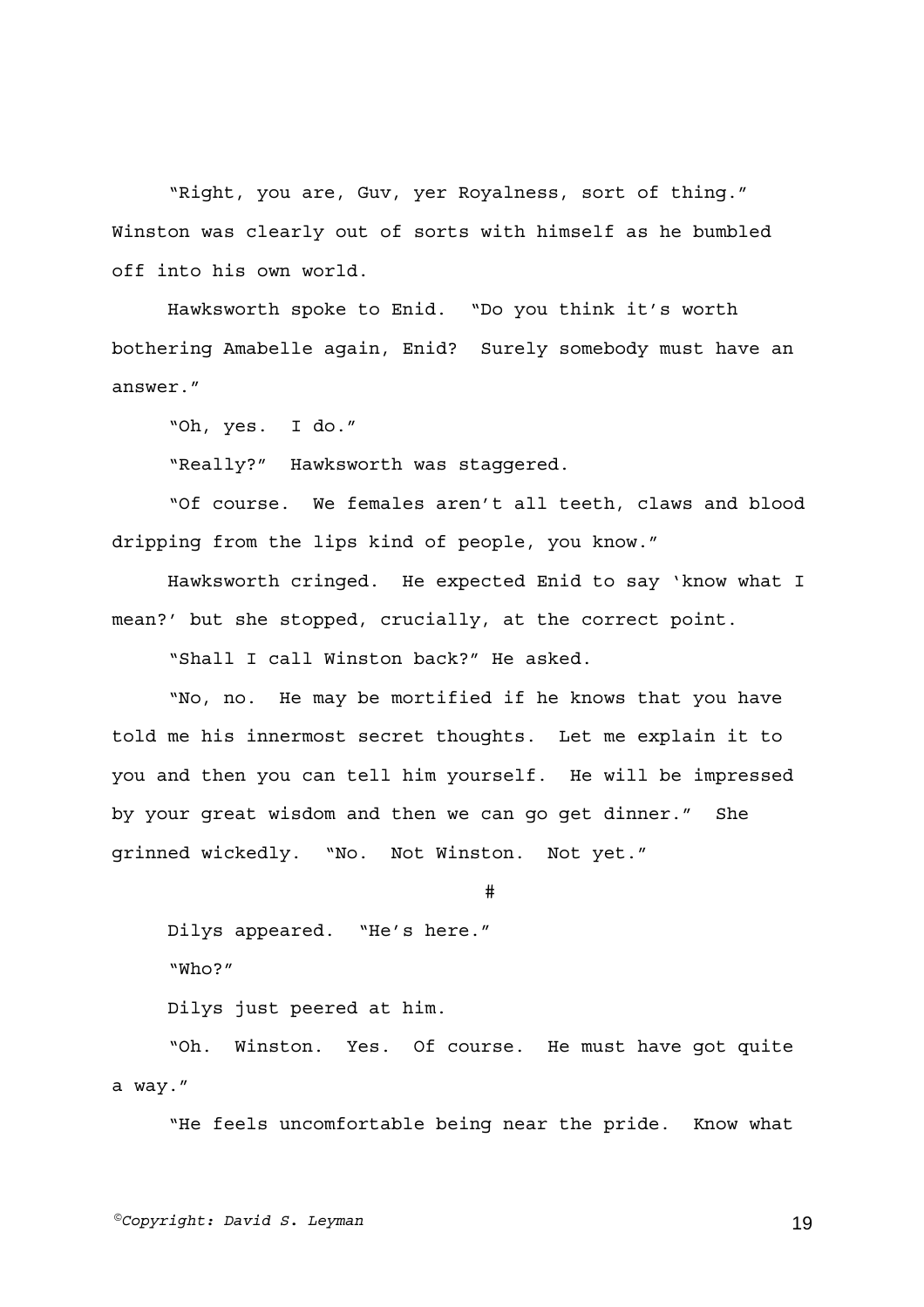"Right, you are, Guv, yer Royalness, sort of thing." Winston was clearly out of sorts with himself as he bumbled off into his own world.

Hawksworth spoke to Enid. "Do you think it's worth bothering Amabelle again, Enid? Surely somebody must have an answer."

"Oh, yes. I do."

"Really?" Hawksworth was staggered.

"Of course. We females aren't all teeth, claws and blood dripping from the lips kind of people, you know."

Hawksworth cringed. He expected Enid to say 'know what I mean?' but she stopped, crucially, at the correct point.

"Shall I call Winston back?" He asked.

"No, no. He may be mortified if he knows that you have told me his innermost secret thoughts. Let me explain it to you and then you can tell him yourself. He will be impressed by your great wisdom and then we can go get dinner." She grinned wickedly. "No. Not Winston. Not yet."

#

Dilys appeared. "He's here."

"Who?"

Dilys just peered at him.

"Oh. Winston. Yes. Of course. He must have got quite a way."

"He feels uncomfortable being near the pride. Know what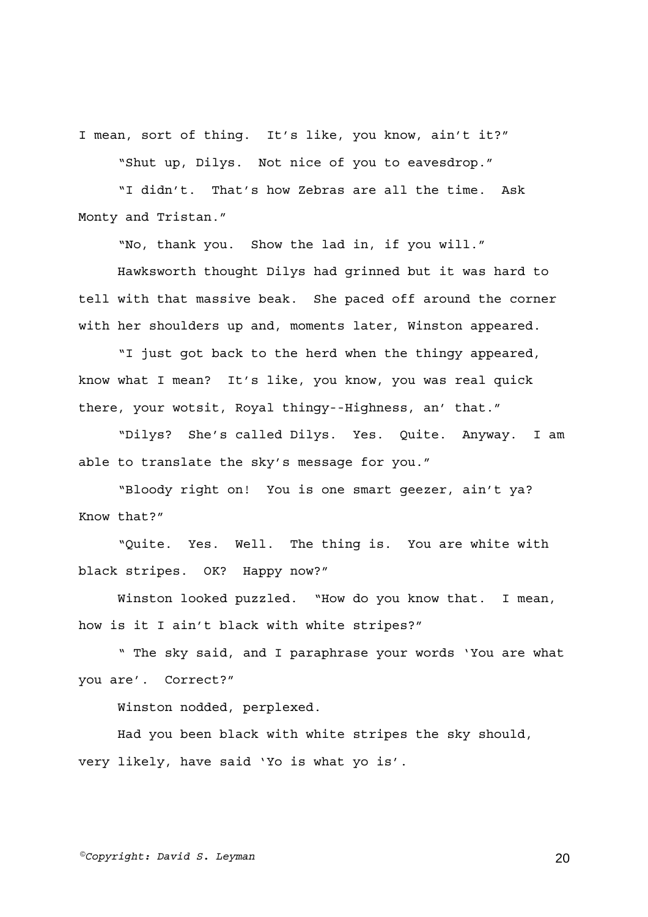I mean, sort of thing. It's like, you know, ain't it?"

"Shut up, Dilys. Not nice of you to eavesdrop."

"I didn't. That's how Zebras are all the time. Ask Monty and Tristan."

"No, thank you. Show the lad in, if you will."

Hawksworth thought Dilys had grinned but it was hard to tell with that massive beak. She paced off around the corner with her shoulders up and, moments later, Winston appeared.

"I just got back to the herd when the thingy appeared, know what I mean? It's like, you know, you was real quick there, your wotsit, Royal thingy--Highness, an' that."

"Dilys? She's called Dilys. Yes. Quite. Anyway. I am able to translate the sky's message for you."

"Bloody right on! You is one smart geezer, ain't ya? Know that?"

"Quite. Yes. Well. The thing is. You are white with black stripes. OK? Happy now?"

Winston looked puzzled. "How do you know that. I mean, how is it I ain't black with white stripes?"

" The sky said, and I paraphrase your words 'You are what you are'. Correct?"

Winston nodded, perplexed.

Had you been black with white stripes the sky should, very likely, have said 'Yo is what yo is'.